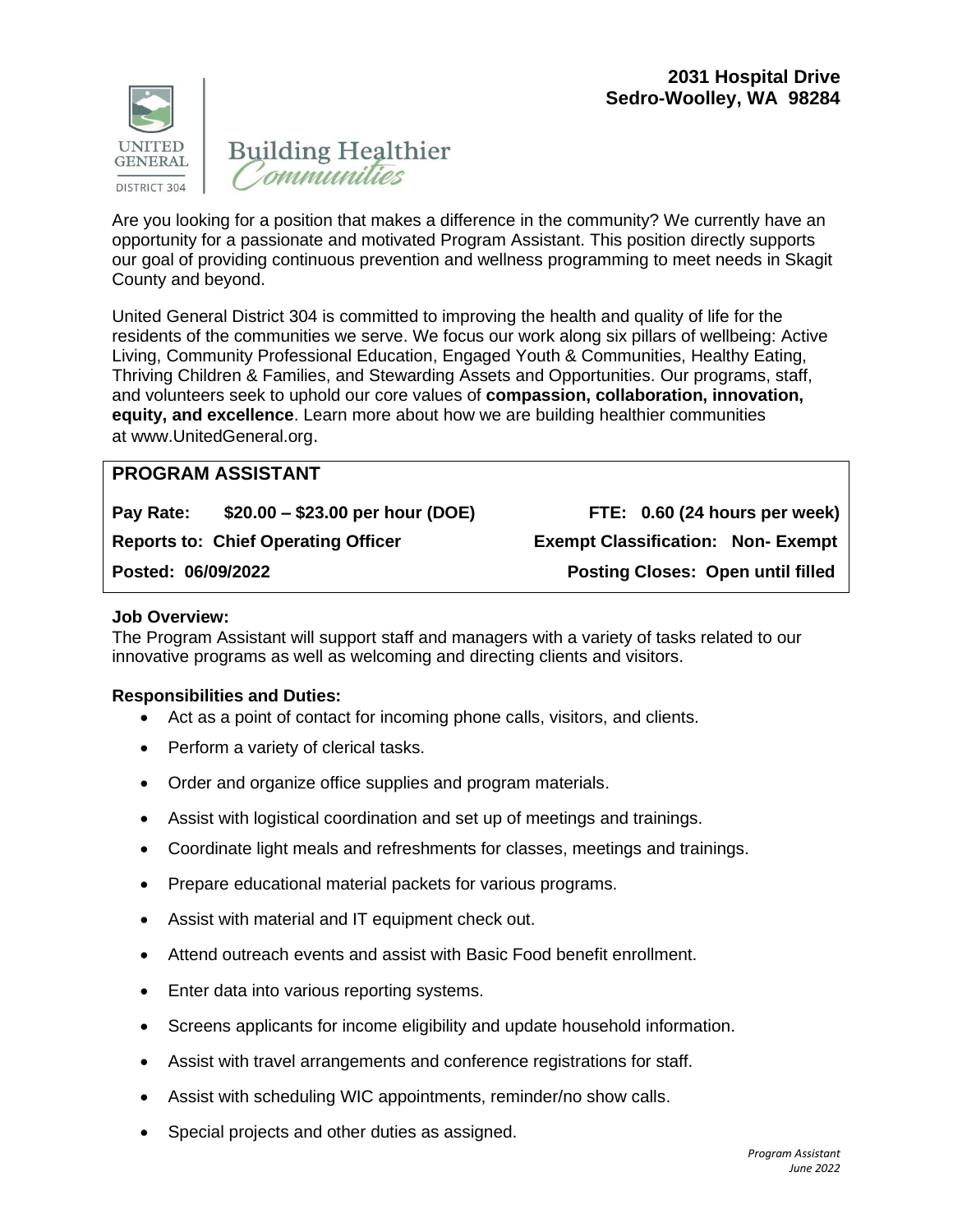**2031 Hospital Drive**
**Sedro-Woolley, WA 98284**

UNITED GENERAL DISTRICT 304

Building Healthier Communities

Are you looking for a position that makes a difference in the community? We currently have an opportunity for a passionate and motivated Program Assistant. This position directly supports our goal of providing continuous prevention and wellness programming to meet needs in Skagit County and beyond.

United General District 304 is committed to improving the health and quality of life for the residents of the communities we serve. We focus our work along six pillars of wellbeing: Active Living, Community Professional Education, Engaged Youth & Communities, Healthy Eating, Thriving Children & Families, and Stewarding Assets and Opportunities. Our programs, staff, and volunteers seek to uphold our core values of **compassion, collaboration, innovation, equity, and excellence**. Learn more about how we are building healthier communities at www.UnitedGeneral.org.

## PROGRAM ASSISTANT

| | |
|---|---|
| **Pay Rate: $20.00 – $23.00 per hour (DOE)** | **FTE: 0.60 (24 hours per week)** |
| **Reports to: Chief Operating Officer** | **Exempt Classification: Non- Exempt** |
| **Posted: 06/09/2022** | **Posting Closes: Open until filled** |

**Job Overview:**
The Program Assistant will support staff and managers with a variety of tasks related to our innovative programs as well as welcoming and directing clients and visitors.

**Responsibilities and Duties:**

- Act as a point of contact for incoming phone calls, visitors, and clients.
- Perform a variety of clerical tasks.
- Order and organize office supplies and program materials.
- Assist with logistical coordination and set up of meetings and trainings.
- Coordinate light meals and refreshments for classes, meetings and trainings.
- Prepare educational material packets for various programs.
- Assist with material and IT equipment check out.
- Attend outreach events and assist with Basic Food benefit enrollment.
- Enter data into various reporting systems.
- Screens applicants for income eligibility and update household information.
- Assist with travel arrangements and conference registrations for staff.
- Assist with scheduling WIC appointments, reminder/no show calls.
- Special projects and other duties as assigned.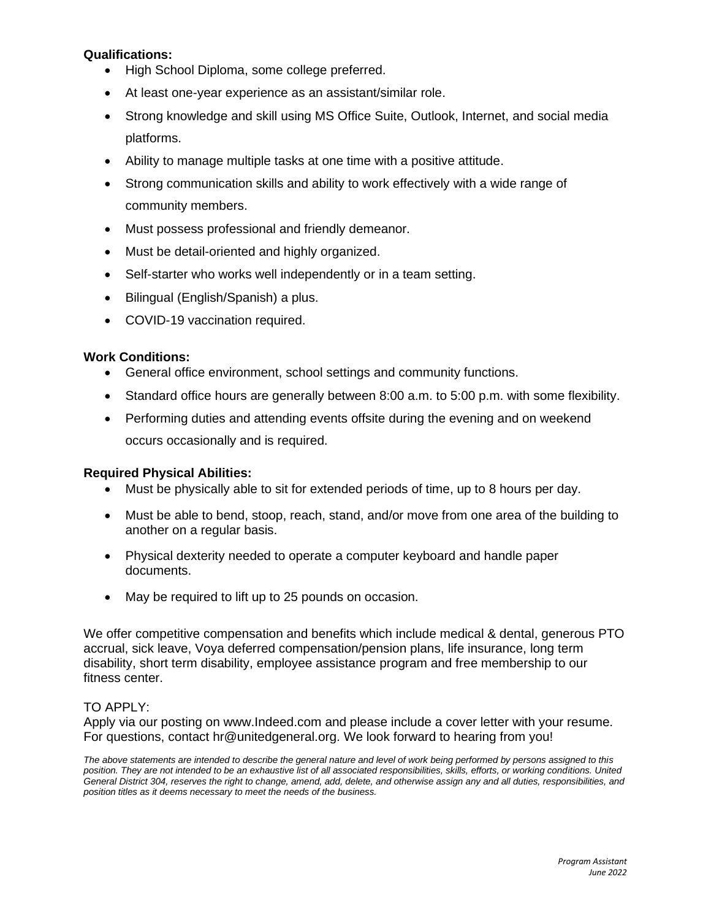**Qualifications:**

- High School Diploma, some college preferred.
- At least one-year experience as an assistant/similar role.
- Strong knowledge and skill using MS Office Suite, Outlook, Internet, and social media platforms.
- Ability to manage multiple tasks at one time with a positive attitude.
- Strong communication skills and ability to work effectively with a wide range of community members.
- Must possess professional and friendly demeanor.
- Must be detail-oriented and highly organized.
- Self-starter who works well independently or in a team setting.
- Bilingual (English/Spanish) a plus.
- COVID-19 vaccination required.

**Work Conditions:**

- General office environment, school settings and community functions.
- Standard office hours are generally between 8:00 a.m. to 5:00 p.m. with some flexibility.
- Performing duties and attending events offsite during the evening and on weekend occurs occasionally and is required.

**Required Physical Abilities:**

- Must be physically able to sit for extended periods of time, up to 8 hours per day.
- Must be able to bend, stoop, reach, stand, and/or move from one area of the building to another on a regular basis.
- Physical dexterity needed to operate a computer keyboard and handle paper documents.
- May be required to lift up to 25 pounds on occasion.

We offer competitive compensation and benefits which include medical & dental, generous PTO accrual, sick leave, Voya deferred compensation/pension plans, life insurance, long term disability, short term disability, employee assistance program and free membership to our fitness center.

TO APPLY:
Apply via our posting on www.Indeed.com and please include a cover letter with your resume. For questions, contact hr@unitedgeneral.org. We look forward to hearing from you!

*The above statements are intended to describe the general nature and level of work being performed by persons assigned to this position. They are not intended to be an exhaustive list of all associated responsibilities, skills, efforts, or working conditions. United General District 304, reserves the right to change, amend, add, delete, and otherwise assign any and all duties, responsibilities, and position titles as it deems necessary to meet the needs of the business.*

*Program Assistant*
*June 2022*